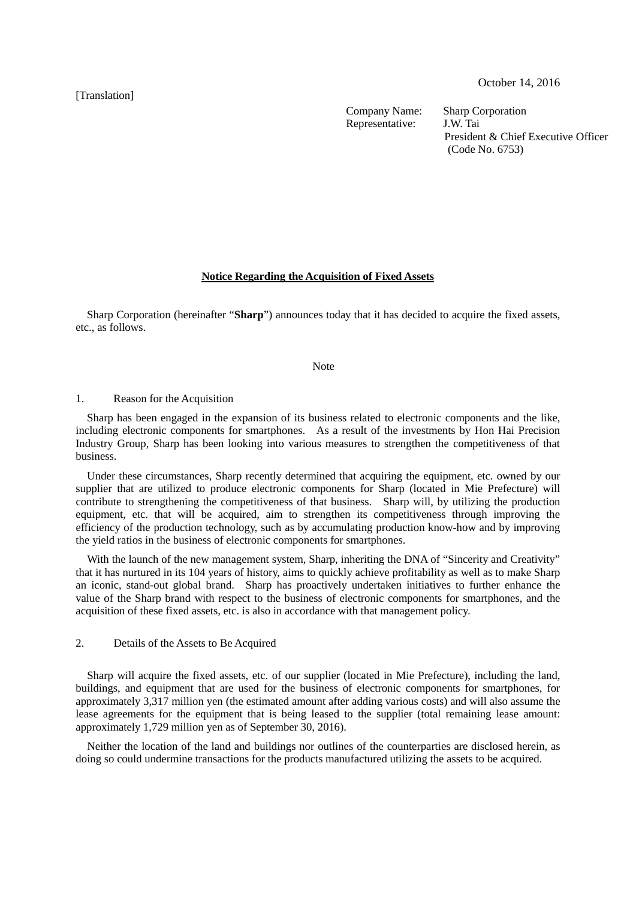October 14, 2016

[Translation]

Company Name: Sharp Corporation
Representative: J.W. Tai
President & Chief Executive Officer
(Code No. 6753)

# Notice Regarding the Acquisition of Fixed Assets

Sharp Corporation (hereinafter "**Sharp**") announces today that it has decided to acquire the fixed assets, etc., as follows.

Note

1. Reason for the Acquisition

Sharp has been engaged in the expansion of its business related to electronic components and the like, including electronic components for smartphones. As a result of the investments by Hon Hai Precision Industry Group, Sharp has been looking into various measures to strengthen the competitiveness of that business.

Under these circumstances, Sharp recently determined that acquiring the equipment, etc. owned by our supplier that are utilized to produce electronic components for Sharp (located in Mie Prefecture) will contribute to strengthening the competitiveness of that business. Sharp will, by utilizing the production equipment, etc. that will be acquired, aim to strengthen its competitiveness through improving the efficiency of the production technology, such as by accumulating production know-how and by improving the yield ratios in the business of electronic components for smartphones.

With the launch of the new management system, Sharp, inheriting the DNA of "Sincerity and Creativity" that it has nurtured in its 104 years of history, aims to quickly achieve profitability as well as to make Sharp an iconic, stand-out global brand. Sharp has proactively undertaken initiatives to further enhance the value of the Sharp brand with respect to the business of electronic components for smartphones, and the acquisition of these fixed assets, etc. is also in accordance with that management policy.

2. Details of the Assets to Be Acquired

Sharp will acquire the fixed assets, etc. of our supplier (located in Mie Prefecture), including the land, buildings, and equipment that are used for the business of electronic components for smartphones, for approximately 3,317 million yen (the estimated amount after adding various costs) and will also assume the lease agreements for the equipment that is being leased to the supplier (total remaining lease amount: approximately 1,729 million yen as of September 30, 2016).

Neither the location of the land and buildings nor outlines of the counterparties are disclosed herein, as doing so could undermine transactions for the products manufactured utilizing the assets to be acquired.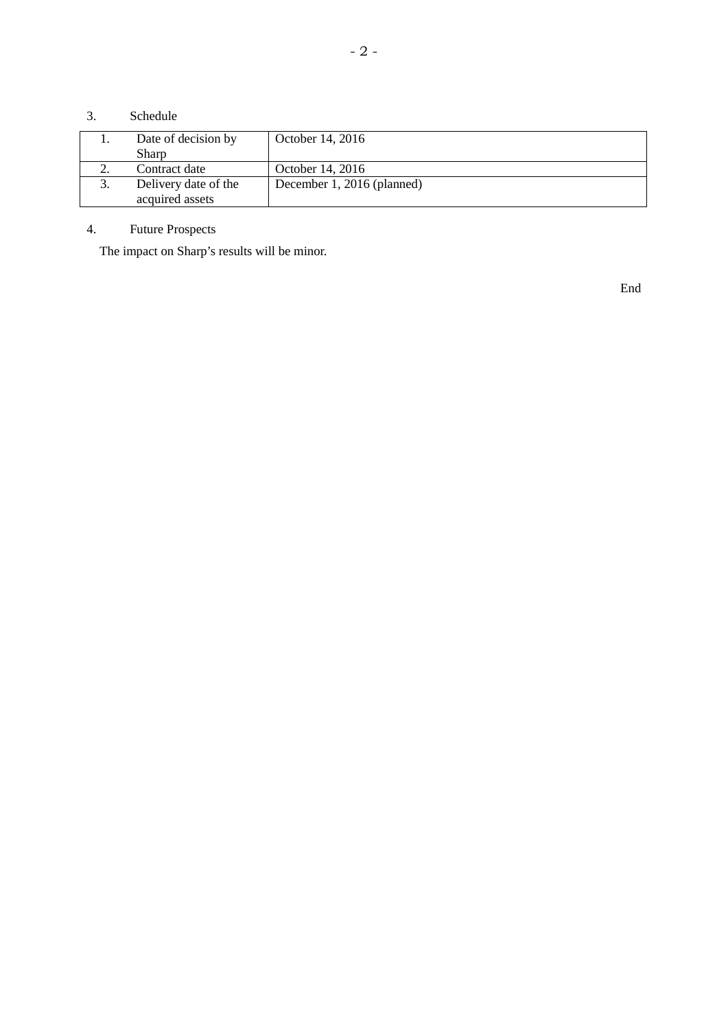3. Schedule

| | | |
|---|---|---|
| 1. | Date of decision by Sharp | October 14, 2016 |
| 2. | Contract date | October 14, 2016 |
| 3. | Delivery date of the acquired assets | December 1, 2016 (planned) |

4. Future Prospects

The impact on Sharp's results will be minor.

End